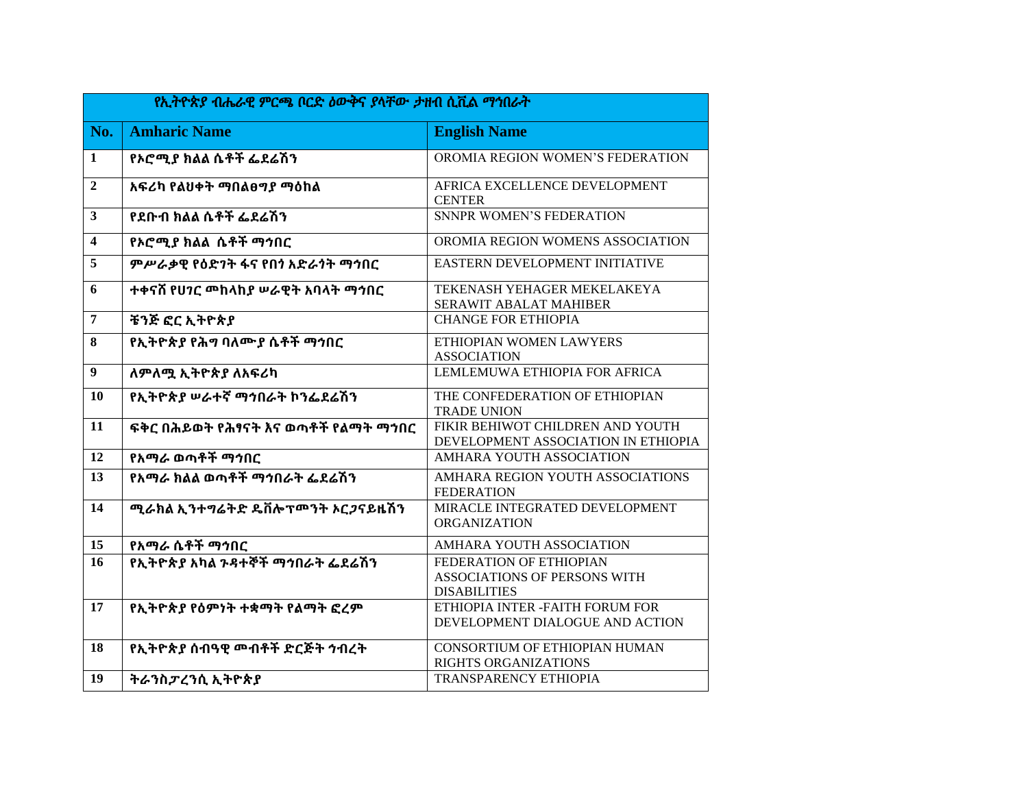| የኢትዮጵያ ብሔራዊ ምርጫ ቦርድ ዕውቅና ያላቸው ታዛቢ ሲቪል ማኅበራት | | |
|---|---|---|
| **No.** | **Amharic Name** | **English Name** |
| 1 | የኦሮሚያ ክልል ሴቶች ፌደሬሽን | OROMIA REGION WOMEN'S FEDERATION |
| 2 | አፍሪካ የልህቀት ማበልፀግያ ማዕከል | AFRICA EXCELLENCE DEVELOPMENT CENTER |
| 3 | የደቡብ ክልል ሴቶች ፌደሬሽን | SNNPR WOMEN'S FEDERATION |
| 4 | የኦሮሚያ ክልል ሴቶች ማኅበር | OROMIA REGION WOMENS ASSOCIATION |
| 5 | ምሥራቃዊ የዕድገት ፋና የበጎ አድራጎት ማኅበር | EASTERN DEVELOPMENT INITIATIVE |
| 6 | ተቀናሽ የሀገር መከላከያ ሠራዊት አባላት ማኅበር | TEKENASH YEHAGER MEKELAKEYA SERAWIT ABALAT MAHIBER |
| 7 | ቼንጅ ፎር ኢትዮጵያ | CHANGE FOR ETHIOPIA |
| 8 | የኢትዮጵያ የሕግ ባለሙያ ሴቶች ማኅበር | ETHIOPIAN WOMEN LAWYERS ASSOCIATION |
| 9 | ለምለሚ ኢትዮጵያ ለአፍሪካ | LEMLEMUWA ETHIOPIA FOR AFRICA |
| 10 | የኢትዮጵያ ሠራተኛ ማኅበራት ኮንፌደሬሽን | THE CONFEDERATION OF ETHIOPIAN TRADE UNION |
| 11 | ፍቅር በሕይወት የሕፃናት እና ወጣቶች የልማት ማኅበር | FIKIR BEHIWOT CHILDREN AND YOUTH DEVELOPMENT ASSOCIATION IN ETHIOPIA |
| 12 | የአማራ ወጣቶች ማኅበር | AMHARA YOUTH ASSOCIATION |
| 13 | የአማራ ክልል ወጣቶች ማኅበራት ፌደሬሽን | AMHARA REGION YOUTH ASSOCIATIONS FEDERATION |
| 14 | ሚራክል ኢንተግሬትድ ዴቨሎፕመንት ኦርጋናይዜሽን | MIRACLE INTEGRATED DEVELOPMENT ORGANIZATION |
| 15 | የአማራ ሴቶች ማኅበር | AMHARA YOUTH ASSOCIATION |
| 16 | የኢትዮጵያ አካል ጉዳተኞች ማኅበራት ፌደሬሽን | FEDERATION OF ETHIOPIAN ASSOCIATIONS OF PERSONS WITH DISABILITIES |
| 17 | የኢትዮጵያ የዕምነት ተቋማት የልማት ፎረም | ETHIOPIA INTER -FAITH FORUM FOR DEVELOPMENT DIALOGUE AND ACTION |
| 18 | የኢትዮጵያ ሰብዓዊ መብቶች ድርጅት ኅብረት | CONSORTIUM OF ETHIOPIAN HUMAN RIGHTS ORGANIZATIONS |
| 19 | ትራንስፓረንሲ ኢትዮጵያ | TRANSPARENCY ETHIOPIA |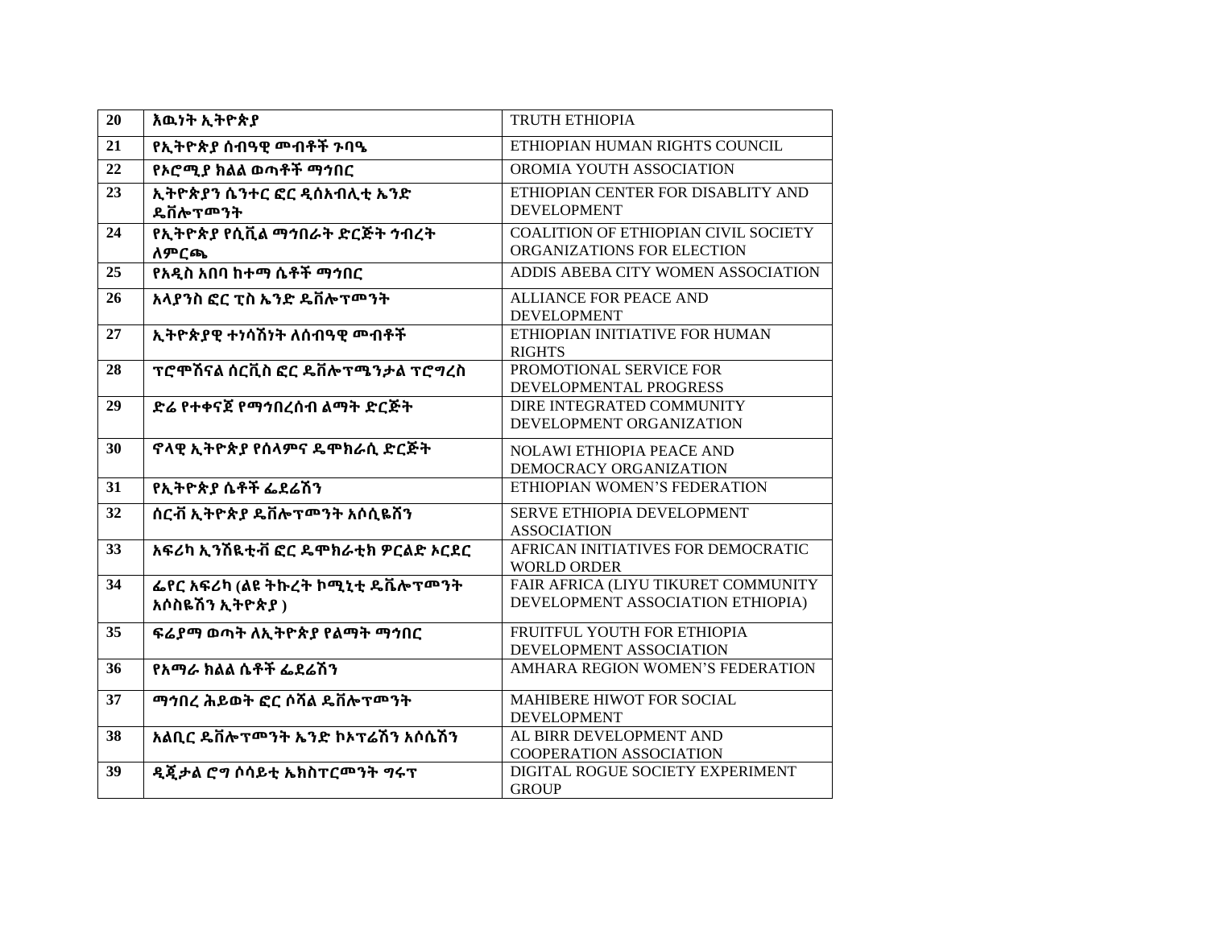| 20 | እዉነት ኢትዮጵያ | TRUTH ETHIOPIA |
|---|---|---|
| 21 | የኢትዮጵያ ሰብዓዊ መብቶች ጉባዔ | ETHIOPIAN HUMAN RIGHTS COUNCIL |
| 22 | የኦሮሚያ ክልል ወጣቶች ማኀበር | OROMIA YOUTH ASSOCIATION |
| 23 | ኢትዮጵያን ሴንተር ፎር ዲሰአብሊቲ ኤንድ ዴቨሎፕመንት | ETHIOPIAN CENTER FOR DISABLITY AND DEVELOPMENT |
| 24 | የኢትዮጵያ የሲቪል ማኅበራት ድርጅት ኅብረት ለምርጫ | COALITION OF ETHIOPIAN CIVIL SOCIETY ORGANIZATIONS FOR ELECTION |
| 25 | የአዲስ አበባ ከተማ ሴቶች ማኅበር | ADDIS ABEBA CITY WOMEN ASSOCIATION |
| 26 | አላያንስ ፎር ፒስ ኤንድ ዴቨሎፕመንት | ALLIANCE FOR PEACE AND DEVELOPMENT |
| 27 | ኢትዮጵያዊ ተነሳሽነት ለሰብዓዊ መብቶች | ETHIOPIAN INITIATIVE FOR HUMAN RIGHTS |
| 28 | ፕሮሞሽናል ሰርቪስ ፎር ዴቨሎፕሜንታል ፕሮግረስ | PROMOTIONAL SERVICE FOR DEVELOPMENTAL PROGRESS |
| 29 | ድሬ የተቀናጀ የማኅበረሰብ ልማት ድርጅት | DIRE INTEGRATED COMMUNITY DEVELOPMENT ORGANIZATION |
| 30 | ኖላዊ ኢትዮጵያ የሰላምና ዴሞክራሲ ድርጅት | NOLAWI ETHIOPIA PEACE AND DEMOCRACY ORGANIZATION |
| 31 | የኢትዮጵያ ሴቶች ፌደሬሽን | ETHIOPIAN WOMEN'S FEDERATION |
| 32 | ሰርቭ ኢትዮጵያ ዴቨሎፕመንት አሶሲዬሽን | SERVE ETHIOPIA DEVELOPMENT ASSOCIATION |
| 33 | አፍሪካ ኢንሽዬቲቭ ፎር ዴሞክራቲክ ዎርልድ ኦርደር | AFRICAN INITIATIVES FOR DEMOCRATIC WORLD ORDER |
| 34 | ፌየር አፍሪካ (ልዩ ትኩረት ኮሚኒቲ ዴቬሎፕመንት አሶስዬሽን ኢትዮጵያ ) | FAIR AFRICA (LIYU TIKURET COMMUNITY DEVELOPMENT ASSOCIATION ETHIOPIA) |
| 35 | ፍሬያማ ወጣት ለኢትዮጵያ የልማት ማኅበር | FRUITFUL YOUTH FOR ETHIOPIA DEVELOPMENT ASSOCIATION |
| 36 | የአማራ ክልል ሴቶች ፌደሬሽን | AMHARA REGION WOMEN'S FEDERATION |
| 37 | ማኅበረ ሕይወት ፎር ሶሻል ዴቨሎፕመንት | MAHIBERE HIWOT FOR SOCIAL DEVELOPMENT |
| 38 | አልቢር ዴቨሎፕመንት ኤንድ ኮኦፕሬሽን አሶሴሽን | AL BIRR DEVELOPMENT AND COOPERATION ASSOCIATION |
| 39 | ዲጂታል ሮግ ሶሳይቲ ኤክስፐርመንት ግሩፕ | DIGITAL ROGUE SOCIETY EXPERIMENT GROUP |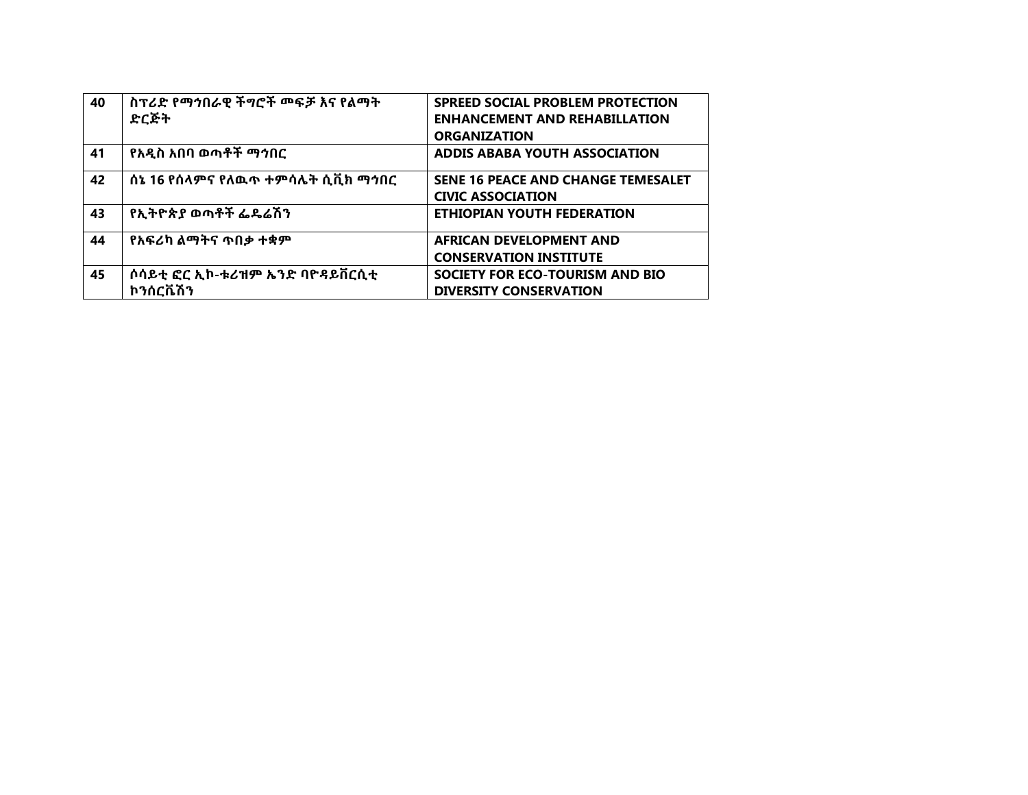| | | |
|---|---|---|
| **40** | **ስፕሪድ የማኅበራዊ ችግሮች መፍቻ እና የልማት ድርጅት** | **SPREED SOCIAL PROBLEM PROTECTION ENHANCEMENT AND REHABILLATION ORGANIZATION** |
| **41** | **የአዲስ አበባ ወጣቶች ማኅበር** | **ADDIS ABABA YOUTH ASSOCIATION** |
| **42** | **ሰኔ 16 የሰላምና የለዉጥ ተምሳሌት ሲቪክ ማኅበር** | **SENE 16 PEACE AND CHANGE TEMESALET CIVIC ASSOCIATION** |
| **43** | **የኢትዮጵያ ወጣቶች ፌዴሬሽን** | **ETHIOPIAN YOUTH FEDERATION** |
| **44** | **የአፍሪካ ልማትና ጥበቃ ተቋም** | **AFRICAN DEVELOPMENT AND CONSERVATION INSTITUTE** |
| **45** | **ሶሳይቲ ፎር ኢኮ-ቱሪዝም ኤንድ ባዮዳይቨርሲቲ ኮንሰርቬሽን** | **SOCIETY FOR ECO-TOURISM AND BIO DIVERSITY CONSERVATION** |